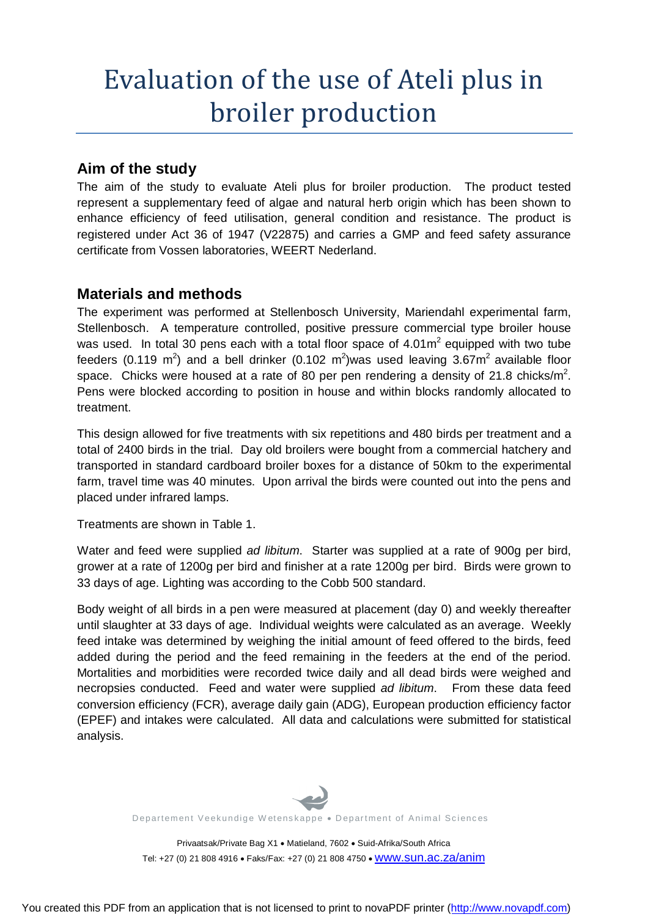# Evaluation of the use of Ateli plus in broiler production

## Aim of the study

The aim of the study to evaluate Ateli plus for broiler production. The product tested represent a supplementary feed of algae and natural herb origin which has been shown to enhance efficiency of feed utilisation, general condition and resistance. The product is registered under Act 36 of 1947 (V22875) and carries a GMP and feed safety assurance certificate from Vossen laboratories, WEERT Nederland.

## Materials and methods

The experiment was performed at Stellenbosch University, Mariendahl experimental farm, Stellenbosch. A temperature controlled, positive pressure commercial type broiler house was used. In total 30 pens each with a total floor space of 4.01m$^2$ equipped with two tube feeders (0.119 m$^2$) and a bell drinker (0.102 m$^2$)was used leaving 3.67m$^2$ available floor space. Chicks were housed at a rate of 80 per pen rendering a density of 21.8 chicks/m$^2$. Pens were blocked according to position in house and within blocks randomly allocated to treatment.

This design allowed for five treatments with six repetitions and 480 birds per treatment and a total of 2400 birds in the trial. Day old broilers were bought from a commercial hatchery and transported in standard cardboard broiler boxes for a distance of 50km to the experimental farm, travel time was 40 minutes. Upon arrival the birds were counted out into the pens and placed under infrared lamps.

Treatments are shown in Table 1.

Water and feed were supplied *ad libitum*. Starter was supplied at a rate of 900g per bird, grower at a rate of 1200g per bird and finisher at a rate 1200g per bird. Birds were grown to 33 days of age. Lighting was according to the Cobb 500 standard.

Body weight of all birds in a pen were measured at placement (day 0) and weekly thereafter until slaughter at 33 days of age. Individual weights were calculated as an average. Weekly feed intake was determined by weighing the initial amount of feed offered to the birds, feed added during the period and the feed remaining in the feeders at the end of the period. Mortalities and morbidities were recorded twice daily and all dead birds were weighed and necropsies conducted. Feed and water were supplied *ad libitum*. From these data feed conversion efficiency (FCR), average daily gain (ADG), European production efficiency factor (EPEF) and intakes were calculated. All data and calculations were submitted for statistical analysis.

Departement Veekundige Wetenskappe • Department of Animal Sciences

Privaatsak/Private Bag X1 • Matieland, 7602 • Suid-Afrika/South Africa

Tel: +27 (0) 21 808 4916 • Faks/Fax: +27 (0) 21 808 4750 • www.sun.ac.za/anim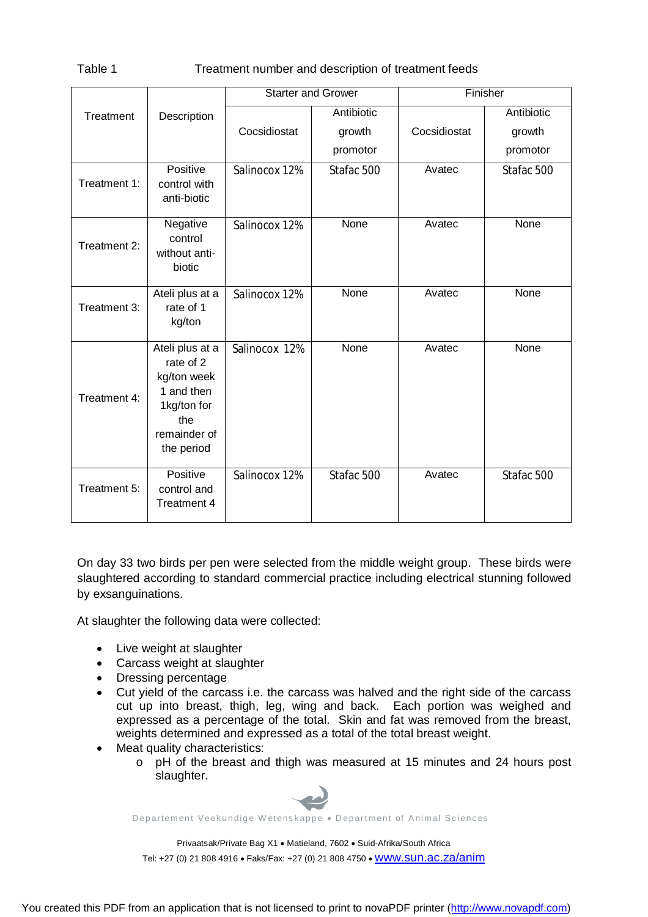Table 1 Treatment number and description of treatment feeds

| Treatment | Description | Starter and Grower | | Finisher | |
|---|---|---|---|---|---|
| | | Cocsidiostat | Antibiotic growth promotor | Cocsidiostat | Antibiotic growth promotor |
| Treatment 1: | Positive control with anti-biotic | Salinocox 12% | Stafac 500 | Avatec | Stafac 500 |
| Treatment 2: | Negative control without anti-biotic | Salinocox 12% | None | Avatec | None |
| Treatment 3: | Ateli plus at a rate of 1 kg/ton | Salinocox 12% | None | Avatec | None |
| Treatment 4: | Ateli plus at a rate of 2 kg/ton week 1 and then 1kg/ton for the remainder of the period | Salinocox 12% | None | Avatec | None |
| Treatment 5: | Positive control and Treatment 4 | Salinocox 12% | Stafac 500 | Avatec | Stafac 500 |

On day 33 two birds per pen were selected from the middle weight group. These birds were slaughtered according to standard commercial practice including electrical stunning followed by exsanguinations.

At slaughter the following data were collected:

- Live weight at slaughter
- Carcass weight at slaughter
- Dressing percentage
- Cut yield of the carcass i.e. the carcass was halved and the right side of the carcass cut up into breast, thigh, leg, wing and back. Each portion was weighed and expressed as a percentage of the total. Skin and fat was removed from the breast, weights determined and expressed as a total of the total breast weight.
- Meat quality characteristics:
  - pH of the breast and thigh was measured at 15 minutes and 24 hours post slaughter.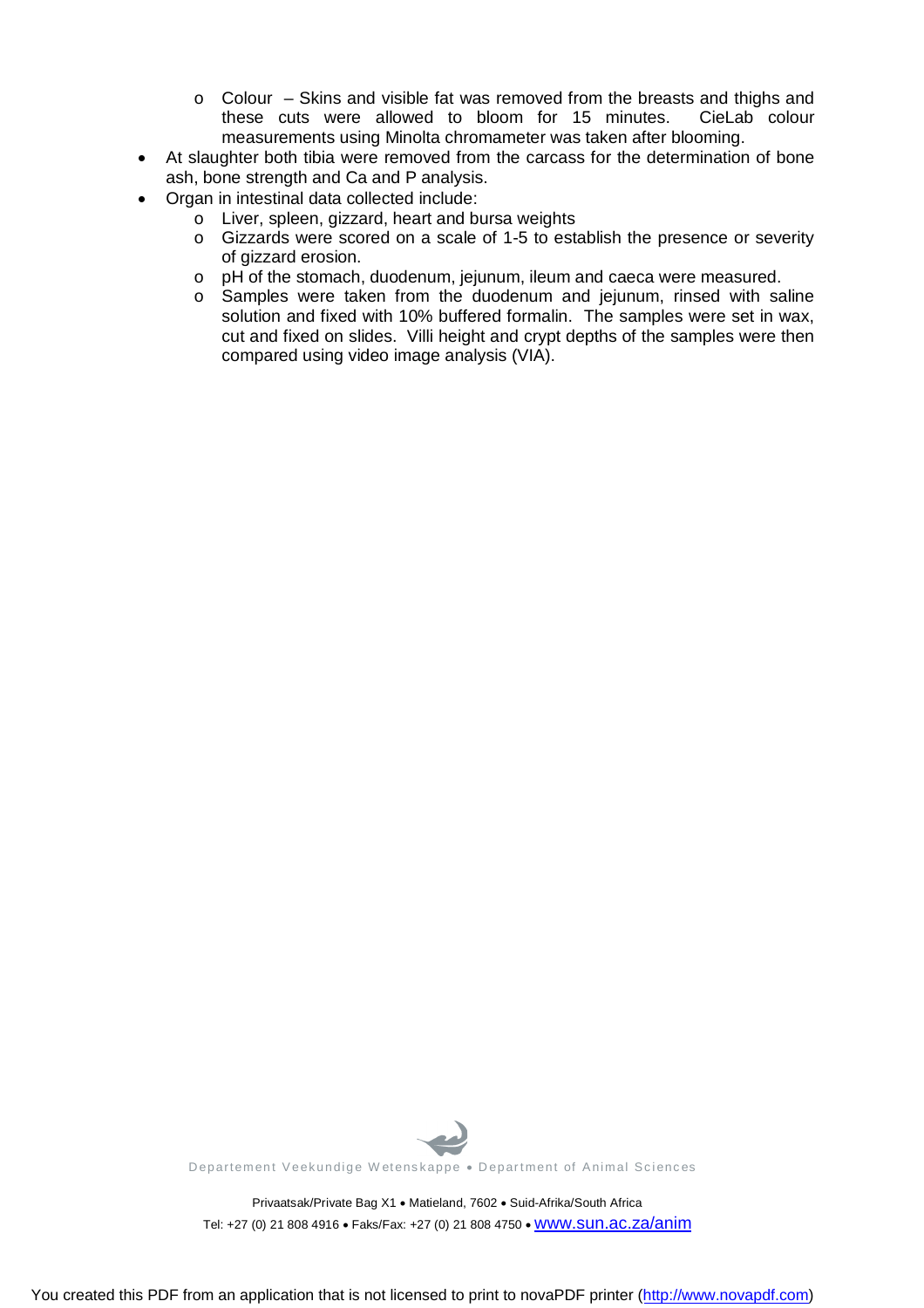- Colour – Skins and visible fat was removed from the breasts and thighs and these cuts were allowed to bloom for 15 minutes. CieLab colour measurements using Minolta chromameter was taken after blooming.
- At slaughter both tibia were removed from the carcass for the determination of bone ash, bone strength and Ca and P analysis.
- Organ in intestinal data collected include:
  - Liver, spleen, gizzard, heart and bursa weights
  - Gizzards were scored on a scale of 1-5 to establish the presence or severity of gizzard erosion.
  - pH of the stomach, duodenum, jejunum, ileum and caeca were measured.
  - Samples were taken from the duodenum and jejunum, rinsed with saline solution and fixed with 10% buffered formalin. The samples were set in wax, cut and fixed on slides. Villi height and crypt depths of the samples were then compared using video image analysis (VIA).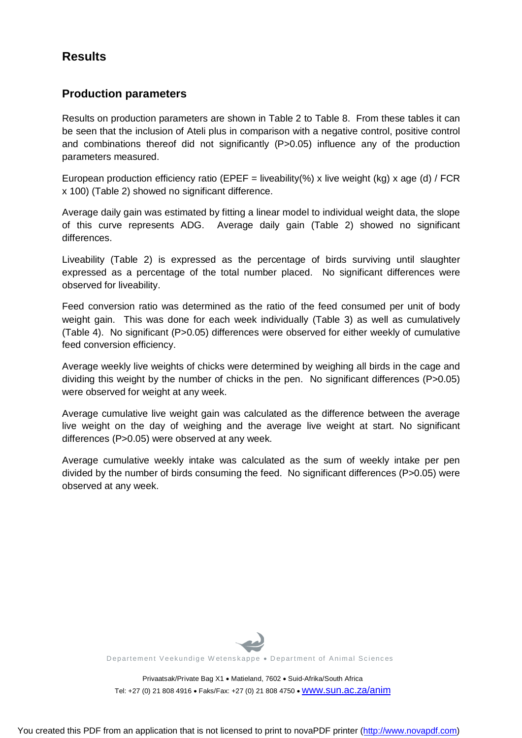## Results

### Production parameters

Results on production parameters are shown in Table 2 to Table 8. From these tables it can be seen that the inclusion of Ateli plus in comparison with a negative control, positive control and combinations thereof did not significantly (P>0.05) influence any of the production parameters measured.

European production efficiency ratio (EPEF = liveability(%) x live weight (kg) x age (d) / FCR x 100) (Table 2) showed no significant difference.

Average daily gain was estimated by fitting a linear model to individual weight data, the slope of this curve represents ADG. Average daily gain (Table 2) showed no significant differences.

Liveability (Table 2) is expressed as the percentage of birds surviving until slaughter expressed as a percentage of the total number placed. No significant differences were observed for liveability.

Feed conversion ratio was determined as the ratio of the feed consumed per unit of body weight gain. This was done for each week individually (Table 3) as well as cumulatively (Table 4). No significant (P>0.05) differences were observed for either weekly of cumulative feed conversion efficiency.

Average weekly live weights of chicks were determined by weighing all birds in the cage and dividing this weight by the number of chicks in the pen. No significant differences (P>0.05) were observed for weight at any week.

Average cumulative live weight gain was calculated as the difference between the average live weight on the day of weighing and the average live weight at start. No significant differences (P>0.05) were observed at any week.

Average cumulative weekly intake was calculated as the sum of weekly intake per pen divided by the number of birds consuming the feed. No significant differences (P>0.05) were observed at any week.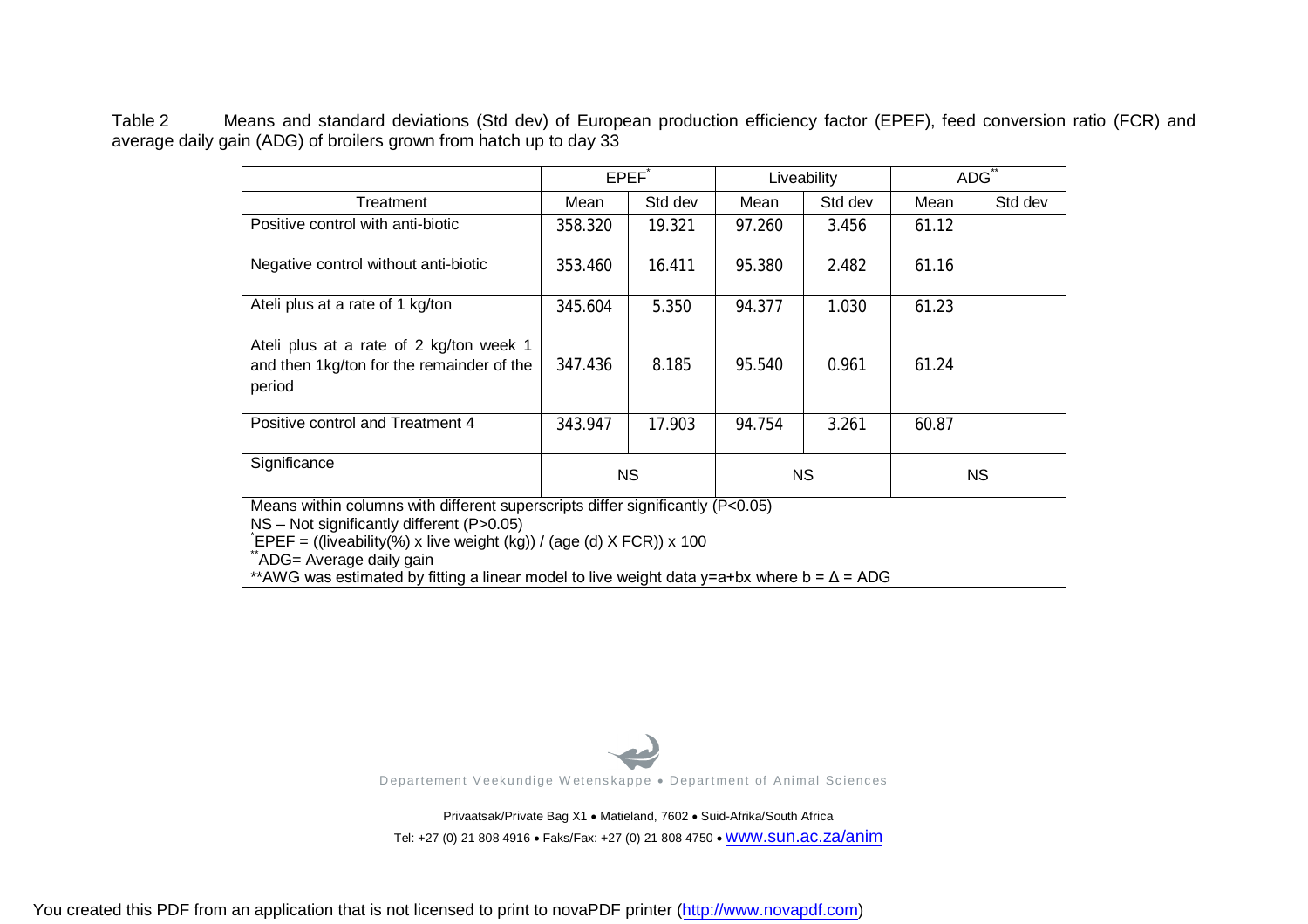Table 2 Means and standard deviations (Std dev) of European production efficiency factor (EPEF), feed conversion ratio (FCR) and average daily gain (ADG) of broilers grown from hatch up to day 33

| | EPEF* | | Liveability | | ADG** | |
|---|---|---|---|---|---|---|
| Treatment | Mean | Std dev | Mean | Std dev | Mean | Std dev |
| Positive control with anti-biotic | 358.320 | 19.321 | 97.260 | 3.456 | 61.12 | |
| Negative control without anti-biotic | 353.460 | 16.411 | 95.380 | 2.482 | 61.16 | |
| Ateli plus at a rate of 1 kg/ton | 345.604 | 5.350 | 94.377 | 1.030 | 61.23 | |
| Ateli plus at a rate of 2 kg/ton week 1 and then 1kg/ton for the remainder of the period | 347.436 | 8.185 | 95.540 | 0.961 | 61.24 | |
| Positive control and Treatment 4 | 343.947 | 17.903 | 94.754 | 3.261 | 60.87 | |
| Significance | NS | | NS | | NS | |

Means within columns with different superscripts differ significantly ($P<0.05$)
NS – Not significantly different ($P>0.05$)
*EPEF = ((liveability(%) x live weight (kg)) / (age (d) X FCR)) x 100
**ADG= Average daily gain
**AWG was estimated by fitting a linear model to live weight data $y=a+bx$ where $b = \Delta$ = ADG

Departement Veekundige Wetenskappe • Department of Animal Sciences

Privaatsak/Private Bag X1 • Matieland, 7602 • Suid-Afrika/South Africa
Tel: +27 (0) 21 808 4916 • Faks/Fax: +27 (0) 21 808 4750 • www.sun.ac.za/anim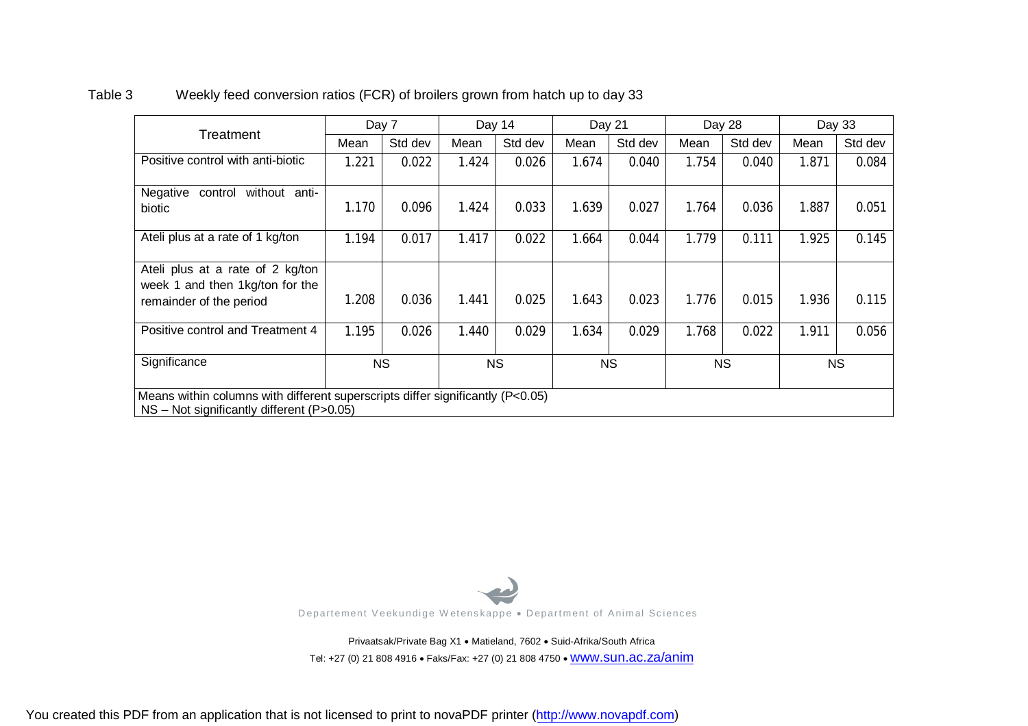Table 3 Weekly feed conversion ratios (FCR) of broilers grown from hatch up to day 33

| Treatment | Day 7 | | Day 14 | | Day 21 | | Day 28 | | Day 33 | |
|---|---|---|---|---|---|---|---|---|---|---|
| | Mean | Std dev | Mean | Std dev | Mean | Std dev | Mean | Std dev | Mean | Std dev |
| Positive control with anti-biotic | 1.221 | 0.022 | 1.424 | 0.026 | 1.674 | 0.040 | 1.754 | 0.040 | 1.871 | 0.084 |
| Negative control without anti-biotic | 1.170 | 0.096 | 1.424 | 0.033 | 1.639 | 0.027 | 1.764 | 0.036 | 1.887 | 0.051 |
| Ateli plus at a rate of 1 kg/ton | 1.194 | 0.017 | 1.417 | 0.022 | 1.664 | 0.044 | 1.779 | 0.111 | 1.925 | 0.145 |
| Ateli plus at a rate of 2 kg/ton week 1 and then 1kg/ton for the remainder of the period | 1.208 | 0.036 | 1.441 | 0.025 | 1.643 | 0.023 | 1.776 | 0.015 | 1.936 | 0.115 |
| Positive control and Treatment 4 | 1.195 | 0.026 | 1.440 | 0.029 | 1.634 | 0.029 | 1.768 | 0.022 | 1.911 | 0.056 |
| Significance | NS | | NS | | NS | | NS | | NS | |

Means within columns with different superscripts differ significantly ($P<0.05$)
NS – Not significantly different ($P>0.05$)

Departement Veekundige Wetenskappe • Department of Animal Sciences

Privaatsak/Private Bag X1 • Matieland, 7602 • Suid-Afrika/South Africa
Tel: +27 (0) 21 808 4916 • Faks/Fax: +27 (0) 21 808 4750 • www.sun.ac.za/anim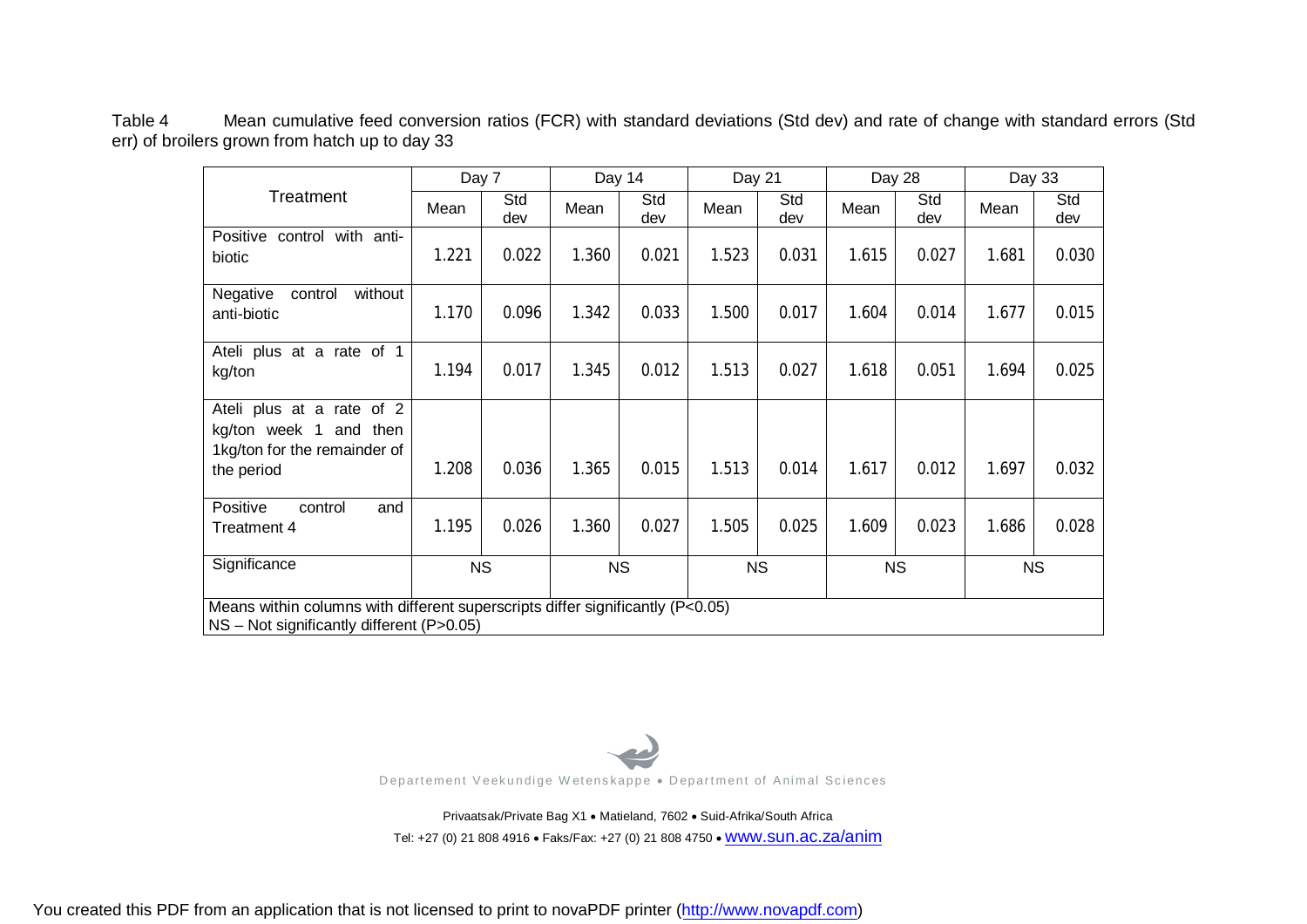Table 4 Mean cumulative feed conversion ratios (FCR) with standard deviations (Std dev) and rate of change with standard errors (Std err) of broilers grown from hatch up to day 33

| Treatment | Day 7 | | Day 14 | | Day 21 | | Day 28 | | Day 33 | |
|---|---|---|---|---|---|---|---|---|---|---|
| | Mean | Std dev | Mean | Std dev | Mean | Std dev | Mean | Std dev | Mean | Std dev |
| Positive control with anti-biotic | 1.221 | 0.022 | 1.360 | 0.021 | 1.523 | 0.031 | 1.615 | 0.027 | 1.681 | 0.030 |
| Negative control without anti-biotic | 1.170 | 0.096 | 1.342 | 0.033 | 1.500 | 0.017 | 1.604 | 0.014 | 1.677 | 0.015 |
| Ateli plus at a rate of 1 kg/ton | 1.194 | 0.017 | 1.345 | 0.012 | 1.513 | 0.027 | 1.618 | 0.051 | 1.694 | 0.025 |
| Ateli plus at a rate of 2 kg/ton week 1 and then 1kg/ton for the remainder of the period | 1.208 | 0.036 | 1.365 | 0.015 | 1.513 | 0.014 | 1.617 | 0.012 | 1.697 | 0.032 |
| Positive control and Treatment 4 | 1.195 | 0.026 | 1.360 | 0.027 | 1.505 | 0.025 | 1.609 | 0.023 | 1.686 | 0.028 |
| Significance | NS | | NS | | NS | | NS | | NS | |

Means within columns with different superscripts differ significantly ($P<0.05$)
NS – Not significantly different ($P>0.05$)

Departement Veekundige Wetenskappe • Department of Animal Sciences

Privaatsak/Private Bag X1 • Matieland, 7602 • Suid-Afrika/South Africa
Tel: +27 (0) 21 808 4916 • Faks/Fax: +27 (0) 21 808 4750 • www.sun.ac.za/anim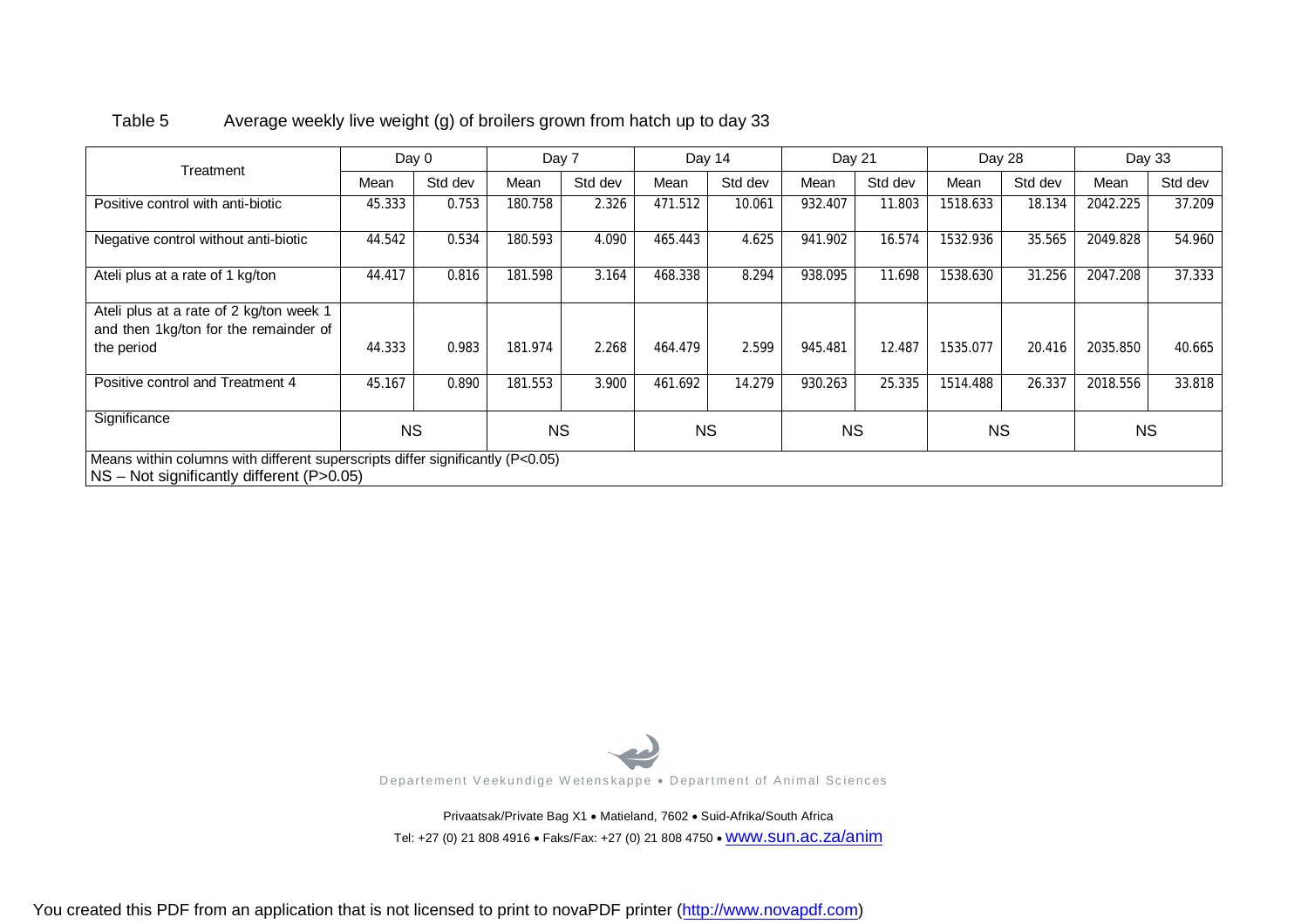Table 5 Average weekly live weight (g) of broilers grown from hatch up to day 33

| Treatment | Day 0 | | Day 7 | | Day 14 | | Day 21 | | Day 28 | | Day 33 | |
|---|---|---|---|---|---|---|---|---|---|---|---|---|
| | Mean | Std dev | Mean | Std dev | Mean | Std dev | Mean | Std dev | Mean | Std dev | Mean | Std dev |
| Positive control with anti-biotic | 45.333 | 0.753 | 180.758 | 2.326 | 471.512 | 10.061 | 932.407 | 11.803 | 1518.633 | 18.134 | 2042.225 | 37.209 |
| Negative control without anti-biotic | 44.542 | 0.534 | 180.593 | 4.090 | 465.443 | 4.625 | 941.902 | 16.574 | 1532.936 | 35.565 | 2049.828 | 54.960 |
| Ateli plus at a rate of 1 kg/ton | 44.417 | 0.816 | 181.598 | 3.164 | 468.338 | 8.294 | 938.095 | 11.698 | 1538.630 | 31.256 | 2047.208 | 37.333 |
| Ateli plus at a rate of 2 kg/ton week 1 and then 1kg/ton for the remainder of the period | 44.333 | 0.983 | 181.974 | 2.268 | 464.479 | 2.599 | 945.481 | 12.487 | 1535.077 | 20.416 | 2035.850 | 40.665 |
| Positive control and Treatment 4 | 45.167 | 0.890 | 181.553 | 3.900 | 461.692 | 14.279 | 930.263 | 25.335 | 1514.488 | 26.337 | 2018.556 | 33.818 |
| Significance | NS | | NS | | NS | | NS | | NS | | NS | |

Means within columns with different superscripts differ significantly ($P<0.05$)
NS – Not significantly different ($P>0.05$)

Departement Veekundige Wetenskappe • Department of Animal Sciences

Privaatsak/Private Bag X1 • Matieland, 7602 • Suid-Afrika/South Africa
Tel: +27 (0) 21 808 4916 • Faks/Fax: +27 (0) 21 808 4750 • www.sun.ac.za/anim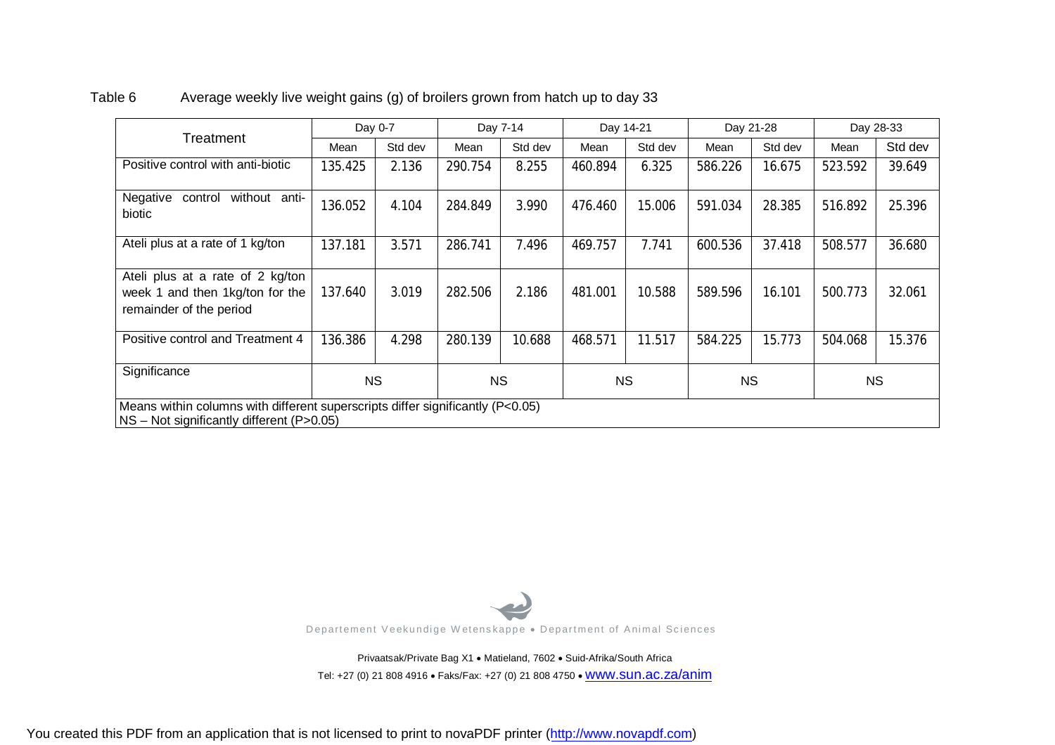Table 6 Average weekly live weight gains (g) of broilers grown from hatch up to day 33

| Treatment | Day 0-7 | | Day 7-14 | | Day 14-21 | | Day 21-28 | | Day 28-33 | |
|---|---|---|---|---|---|---|---|---|---|---|
| | Mean | Std dev | Mean | Std dev | Mean | Std dev | Mean | Std dev | Mean | Std dev |
| Positive control with anti-biotic | 135.425 | 2.136 | 290.754 | 8.255 | 460.894 | 6.325 | 586.226 | 16.675 | 523.592 | 39.649 |
| Negative control without anti-biotic | 136.052 | 4.104 | 284.849 | 3.990 | 476.460 | 15.006 | 591.034 | 28.385 | 516.892 | 25.396 |
| Ateli plus at a rate of 1 kg/ton | 137.181 | 3.571 | 286.741 | 7.496 | 469.757 | 7.741 | 600.536 | 37.418 | 508.577 | 36.680 |
| Ateli plus at a rate of 2 kg/ton week 1 and then 1kg/ton for the remainder of the period | 137.640 | 3.019 | 282.506 | 2.186 | 481.001 | 10.588 | 589.596 | 16.101 | 500.773 | 32.061 |
| Positive control and Treatment 4 | 136.386 | 4.298 | 280.139 | 10.688 | 468.571 | 11.517 | 584.225 | 15.773 | 504.068 | 15.376 |
| Significance | NS | | NS | | NS | | NS | | NS | |

Means within columns with different superscripts differ significantly ($P<0.05$)
NS – Not significantly different ($P>0.05$)

Departement Veekundige Wetenskappe • Department of Animal Sciences

Privaatsak/Private Bag X1 • Matieland, 7602 • Suid-Afrika/South Africa
Tel: +27 (0) 21 808 4916 • Faks/Fax: +27 (0) 21 808 4750 • www.sun.ac.za/anim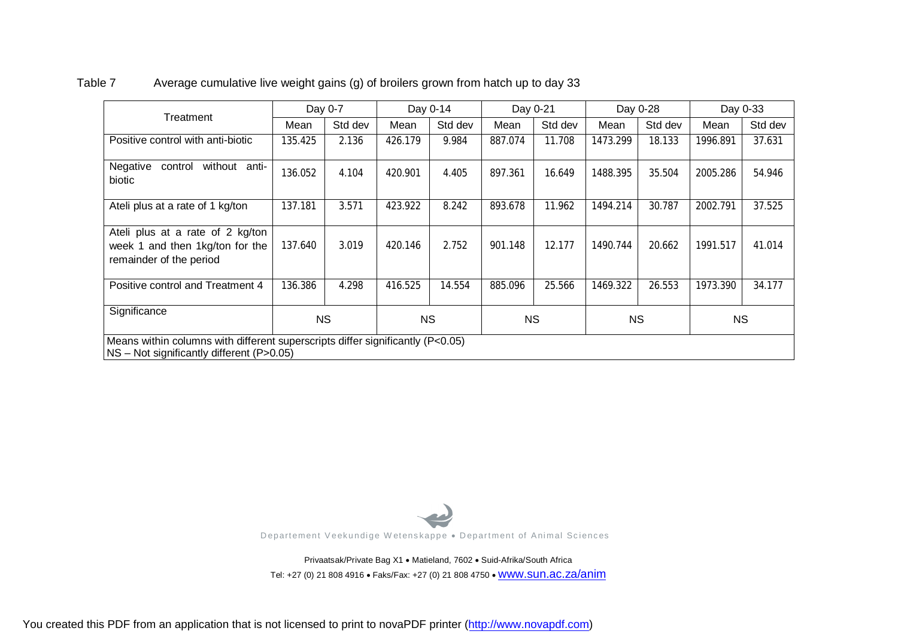Table 7 Average cumulative live weight gains (g) of broilers grown from hatch up to day 33

| Treatment | Day 0-7 | | Day 0-14 | | Day 0-21 | | Day 0-28 | | Day 0-33 | |
|---|---|---|---|---|---|---|---|---|---|---|
| | Mean | Std dev | Mean | Std dev | Mean | Std dev | Mean | Std dev | Mean | Std dev |
| Positive control with anti-biotic | 135.425 | 2.136 | 426.179 | 9.984 | 887.074 | 11.708 | 1473.299 | 18.133 | 1996.891 | 37.631 |
| Negative control without anti-biotic | 136.052 | 4.104 | 420.901 | 4.405 | 897.361 | 16.649 | 1488.395 | 35.504 | 2005.286 | 54.946 |
| Ateli plus at a rate of 1 kg/ton | 137.181 | 3.571 | 423.922 | 8.242 | 893.678 | 11.962 | 1494.214 | 30.787 | 2002.791 | 37.525 |
| Ateli plus at a rate of 2 kg/ton week 1 and then 1kg/ton for the remainder of the period | 137.640 | 3.019 | 420.146 | 2.752 | 901.148 | 12.177 | 1490.744 | 20.662 | 1991.517 | 41.014 |
| Positive control and Treatment 4 | 136.386 | 4.298 | 416.525 | 14.554 | 885.096 | 25.566 | 1469.322 | 26.553 | 1973.390 | 34.177 |
| Significance | NS | | NS | | NS | | NS | | NS | |

Means within columns with different superscripts differ significantly (P<0.05)
NS – Not significantly different (P>0.05)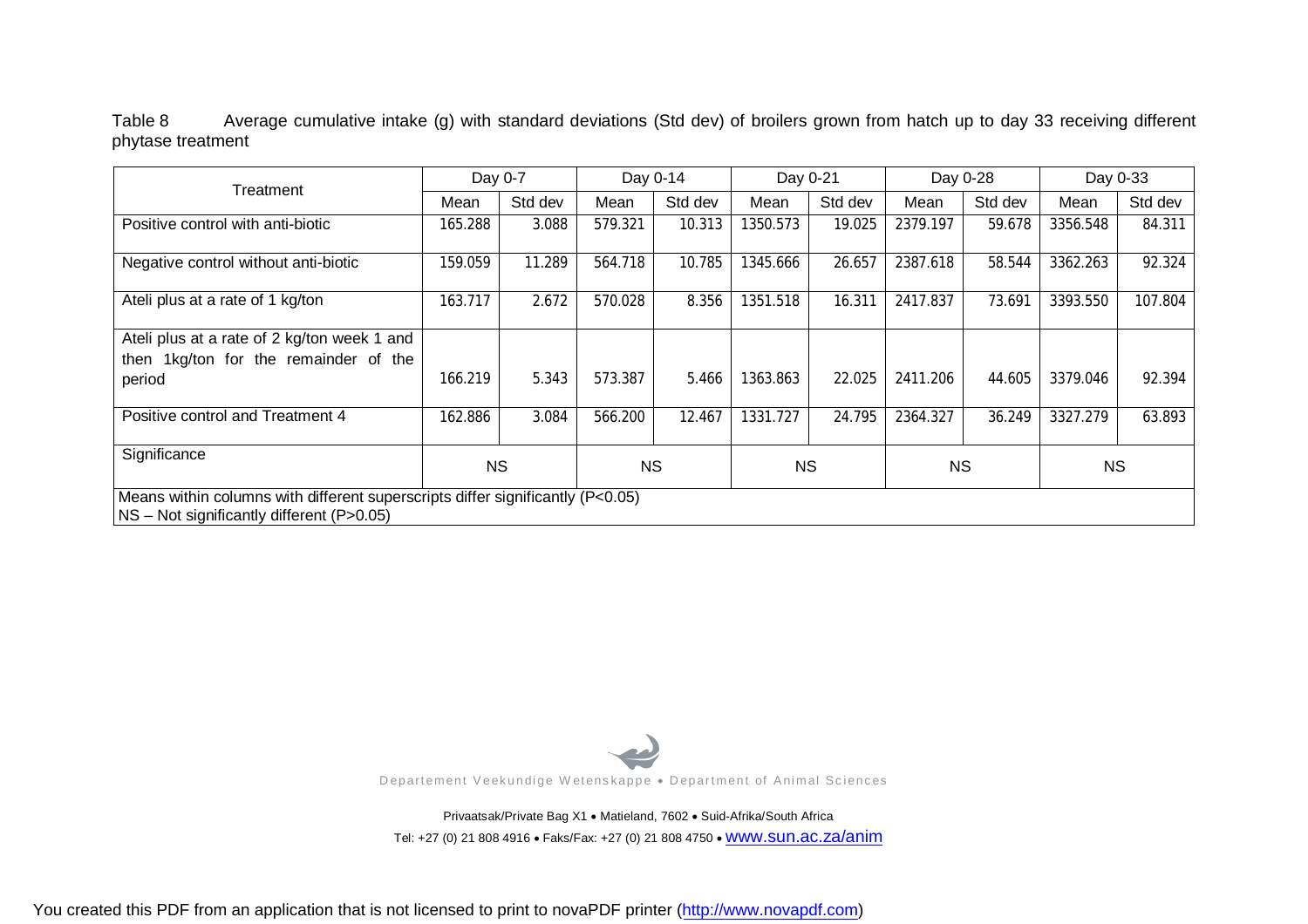Table 8 Average cumulative intake (g) with standard deviations (Std dev) of broilers grown from hatch up to day 33 receiving different phytase treatment

| Treatment | Day 0-7 | | Day 0-14 | | Day 0-21 | | Day 0-28 | | Day 0-33 | |
|---|---|---|---|---|---|---|---|---|---|---|
| | Mean | Std dev | Mean | Std dev | Mean | Std dev | Mean | Std dev | Mean | Std dev |
| Positive control with anti-biotic | 165.288 | 3.088 | 579.321 | 10.313 | 1350.573 | 19.025 | 2379.197 | 59.678 | 3356.548 | 84.311 |
| Negative control without anti-biotic | 159.059 | 11.289 | 564.718 | 10.785 | 1345.666 | 26.657 | 2387.618 | 58.544 | 3362.263 | 92.324 |
| Ateli plus at a rate of 1 kg/ton | 163.717 | 2.672 | 570.028 | 8.356 | 1351.518 | 16.311 | 2417.837 | 73.691 | 3393.550 | 107.804 |
| Ateli plus at a rate of 2 kg/ton week 1 and then 1kg/ton for the remainder of the period | 166.219 | 5.343 | 573.387 | 5.466 | 1363.863 | 22.025 | 2411.206 | 44.605 | 3379.046 | 92.394 |
| Positive control and Treatment 4 | 162.886 | 3.084 | 566.200 | 12.467 | 1331.727 | 24.795 | 2364.327 | 36.249 | 3327.279 | 63.893 |
| Significance | NS | | NS | | NS | | NS | | NS | |

Means within columns with different superscripts differ significantly (P<0.05)
NS – Not significantly different (P>0.05)

Departement Veekundige Wetenskappe • Department of Animal Sciences

Privaatsak/Private Bag X1 • Matieland, 7602 • Suid-Afrika/South Africa
Tel: +27 (0) 21 808 4916 • Faks/Fax: +27 (0) 21 808 4750 • www.sun.ac.za/anim

You created this PDF from an application that is not licensed to print to novaPDF printer (http://www.novapdf.com)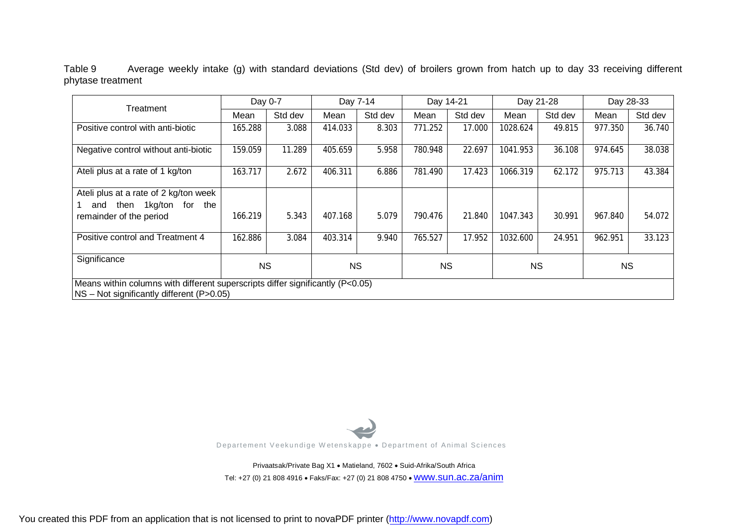Table 9 Average weekly intake (g) with standard deviations (Std dev) of broilers grown from hatch up to day 33 receiving different phytase treatment

| Treatment | Day 0-7 | | Day 7-14 | | Day 14-21 | | Day 21-28 | | Day 28-33 | |
|---|---|---|---|---|---|---|---|---|---|---|
| | Mean | Std dev | Mean | Std dev | Mean | Std dev | Mean | Std dev | Mean | Std dev |
| Positive control with anti-biotic | 165.288 | 3.088 | 414.033 | 8.303 | 771.252 | 17.000 | 1028.624 | 49.815 | 977.350 | 36.740 |
| Negative control without anti-biotic | 159.059 | 11.289 | 405.659 | 5.958 | 780.948 | 22.697 | 1041.953 | 36.108 | 974.645 | 38.038 |
| Ateli plus at a rate of 1 kg/ton | 163.717 | 2.672 | 406.311 | 6.886 | 781.490 | 17.423 | 1066.319 | 62.172 | 975.713 | 43.384 |
| Ateli plus at a rate of 2 kg/ton week 1 and then 1kg/ton for the remainder of the period | 166.219 | 5.343 | 407.168 | 5.079 | 790.476 | 21.840 | 1047.343 | 30.991 | 967.840 | 54.072 |
| Positive control and Treatment 4 | 162.886 | 3.084 | 403.314 | 9.940 | 765.527 | 17.952 | 1032.600 | 24.951 | 962.951 | 33.123 |
| Significance | NS | | NS | | NS | | NS | | NS | |

Means within columns with different superscripts differ significantly (P<0.05)
NS – Not significantly different (P>0.05)

Departement Veekundige Wetenskappe • Department of Animal Sciences

Privaatsak/Private Bag X1 • Matieland, 7602 • Suid-Afrika/South Africa
Tel: +27 (0) 21 808 4916 • Faks/Fax: +27 (0) 21 808 4750 • www.sun.ac.za/anim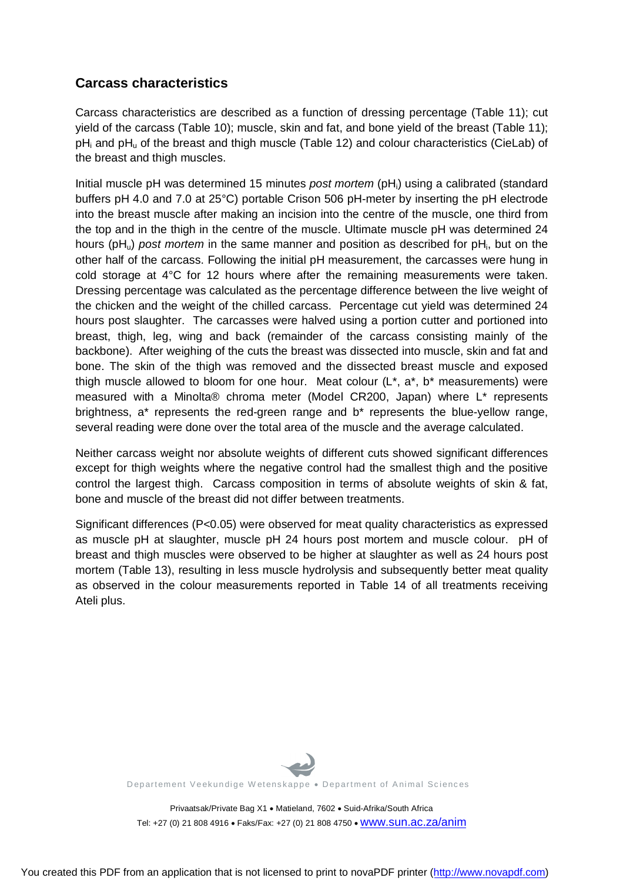## Carcass characteristics

Carcass characteristics are described as a function of dressing percentage (Table 11); cut yield of the carcass (Table 10); muscle, skin and fat, and bone yield of the breast (Table 11); $pH_i$ and $pH_u$ of the breast and thigh muscle (Table 12) and colour characteristics (CieLab) of the breast and thigh muscles.

Initial muscle pH was determined 15 minutes *post mortem* ($pH_i$) using a calibrated (standard buffers pH 4.0 and 7.0 at 25°C) portable Crison 506 pH-meter by inserting the pH electrode into the breast muscle after making an incision into the centre of the muscle, one third from the top and in the thigh in the centre of the muscle. Ultimate muscle pH was determined 24 hours ($pH_u$) *post mortem* in the same manner and position as described for $pH_i$, but on the other half of the carcass. Following the initial pH measurement, the carcasses were hung in cold storage at 4°C for 12 hours where after the remaining measurements were taken. Dressing percentage was calculated as the percentage difference between the live weight of the chicken and the weight of the chilled carcass. Percentage cut yield was determined 24 hours post slaughter. The carcasses were halved using a portion cutter and portioned into breast, thigh, leg, wing and back (remainder of the carcass consisting mainly of the backbone). After weighing of the cuts the breast was dissected into muscle, skin and fat and bone. The skin of the thigh was removed and the dissected breast muscle and exposed thigh muscle allowed to bloom for one hour. Meat colour (L*, a*, b* measurements) were measured with a Minolta® chroma meter (Model CR200, Japan) where L* represents brightness, a* represents the red-green range and b* represents the blue-yellow range, several reading were done over the total area of the muscle and the average calculated.

Neither carcass weight nor absolute weights of different cuts showed significant differences except for thigh weights where the negative control had the smallest thigh and the positive control the largest thigh. Carcass composition in terms of absolute weights of skin & fat, bone and muscle of the breast did not differ between treatments.

Significant differences ($P<0.05$) were observed for meat quality characteristics as expressed as muscle pH at slaughter, muscle pH 24 hours post mortem and muscle colour. pH of breast and thigh muscles were observed to be higher at slaughter as well as 24 hours post mortem (Table 13), resulting in less muscle hydrolysis and subsequently better meat quality as observed in the colour measurements reported in Table 14 of all treatments receiving Ateli plus.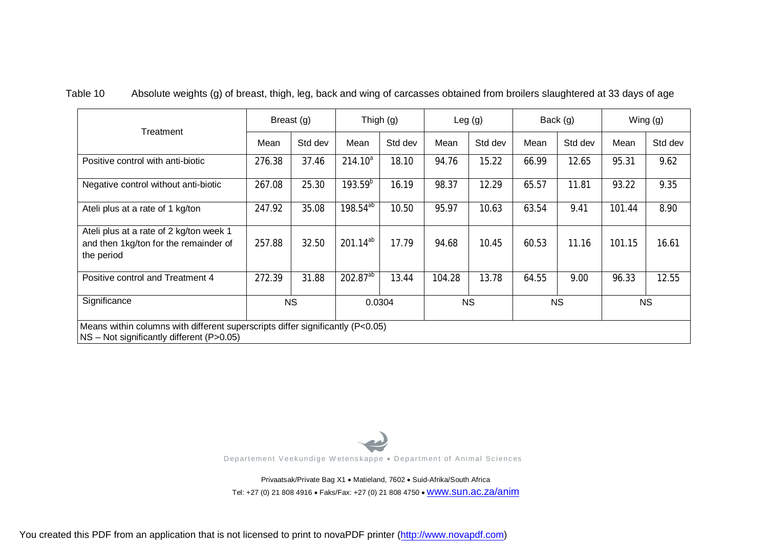Table 10 Absolute weights (g) of breast, thigh, leg, back and wing of carcasses obtained from broilers slaughtered at 33 days of age

| Treatment | Breast (g) | | Thigh (g) | | Leg (g) | | Back (g) | | Wing (g) | |
|---|---|---|---|---|---|---|---|---|---|---|
| | Mean | Std dev | Mean | Std dev | Mean | Std dev | Mean | Std dev | Mean | Std dev |
| Positive control with anti-biotic | 276.38 | 37.46 | 214.10[a] | 18.10 | 94.76 | 15.22 | 66.99 | 12.65 | 95.31 | 9.62 |
| Negative control without anti-biotic | 267.08 | 25.30 | 193.59[b] | 16.19 | 98.37 | 12.29 | 65.57 | 11.81 | 93.22 | 9.35 |
| Ateli plus at a rate of 1 kg/ton | 247.92 | 35.08 | 198.54[ab] | 10.50 | 95.97 | 10.63 | 63.54 | 9.41 | 101.44 | 8.90 |
| Ateli plus at a rate of 2 kg/ton week 1 and then 1kg/ton for the remainder of the period | 257.88 | 32.50 | 201.14[ab] | 17.79 | 94.68 | 10.45 | 60.53 | 11.16 | 101.15 | 16.61 |
| Positive control and Treatment 4 | 272.39 | 31.88 | 202.87[ab] | 13.44 | 104.28 | 13.78 | 64.55 | 9.00 | 96.33 | 12.55 |
| Significance | NS | | 0.0304 | | NS | | NS | | NS | |

Means within columns with different superscripts differ significantly ($P<0.05$)
NS – Not significantly different ($P>0.05$)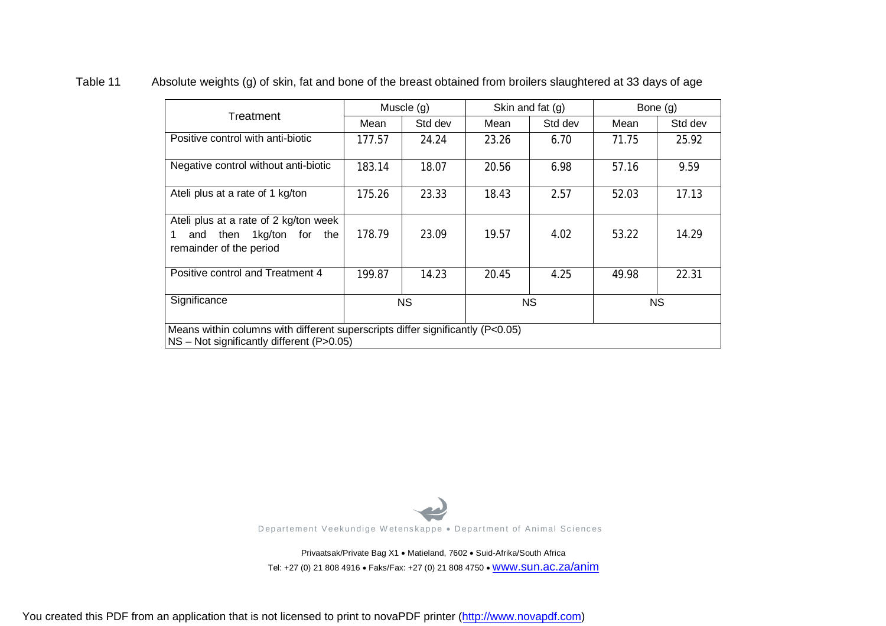Table 11 Absolute weights (g) of skin, fat and bone of the breast obtained from broilers slaughtered at 33 days of age

| Treatment | Muscle (g) | | Skin and fat (g) | | Bone (g) | |
|---|---|---|---|---|---|---|
| | Mean | Std dev | Mean | Std dev | Mean | Std dev |
| Positive control with anti-biotic | 177.57 | 24.24 | 23.26 | 6.70 | 71.75 | 25.92 |
| Negative control without anti-biotic | 183.14 | 18.07 | 20.56 | 6.98 | 57.16 | 9.59 |
| Ateli plus at a rate of 1 kg/ton | 175.26 | 23.33 | 18.43 | 2.57 | 52.03 | 17.13 |
| Ateli plus at a rate of 2 kg/ton week 1 and then 1kg/ton for the remainder of the period | 178.79 | 23.09 | 19.57 | 4.02 | 53.22 | 14.29 |
| Positive control and Treatment 4 | 199.87 | 14.23 | 20.45 | 4.25 | 49.98 | 22.31 |
| Significance | NS | | NS | | NS | |

Means within columns with different superscripts differ significantly ($P<0.05$)
NS – Not significantly different ($P>0.05$)

Departement Veekundige Wetenskappe • Department of Animal Sciences

Privaatsak/Private Bag X1 • Matieland, 7602 • Suid-Afrika/South Africa
Tel: +27 (0) 21 808 4916 • Faks/Fax: +27 (0) 21 808 4750 • www.sun.ac.za/anim

You created this PDF from an application that is not licensed to print to novaPDF printer (http://www.novapdf.com)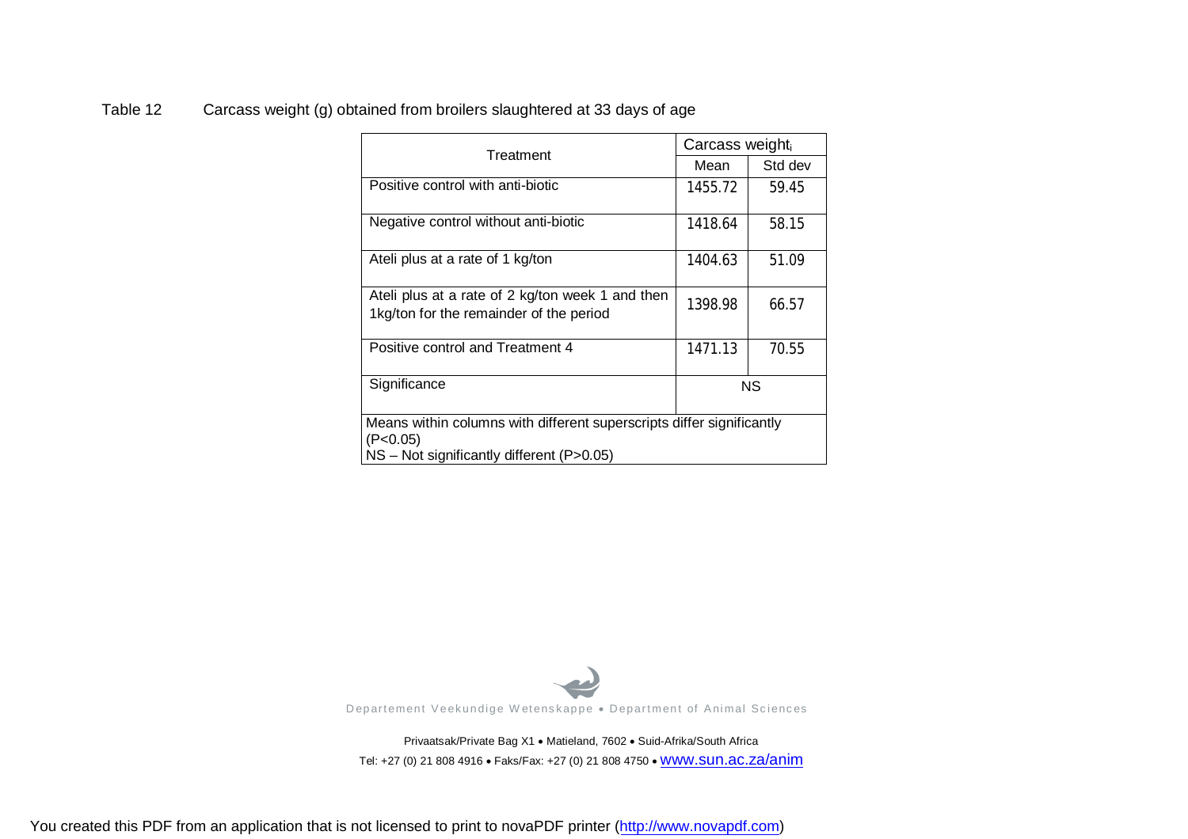Table 12 Carcass weight (g) obtained from broilers slaughtered at 33 days of age

| Treatment | Carcass weight[i] | |
|---|---|---|
| | Mean | Std dev |
| Positive control with anti-biotic | 1455.72 | 59.45 |
| Negative control without anti-biotic | 1418.64 | 58.15 |
| Ateli plus at a rate of 1 kg/ton | 1404.63 | 51.09 |
| Ateli plus at a rate of 2 kg/ton week 1 and then 1kg/ton for the remainder of the period | 1398.98 | 66.57 |
| Positive control and Treatment 4 | 1471.13 | 70.55 |
| Significance | NS | |

Means within columns with different superscripts differ significantly ($P<0.05$)
NS – Not significantly different ($P>0.05$)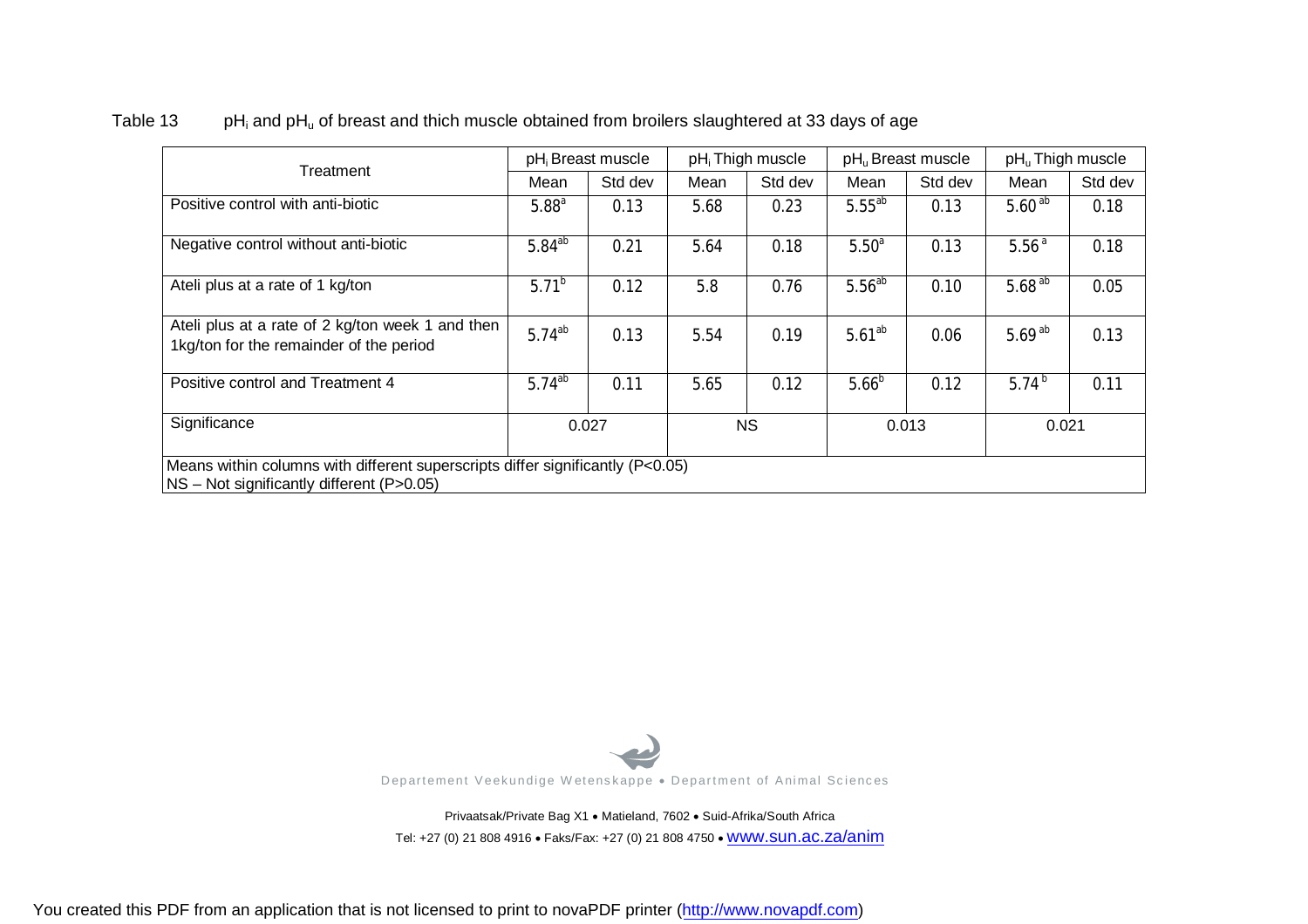Table 13 $pH_i$ and $pH_u$ of breast and thich muscle obtained from broilers slaughtered at 33 days of age

| Treatment | $pH_i$ Breast muscle | | $pH_i$ Thigh muscle | | $pH_u$ Breast muscle | | $pH_u$ Thigh muscle | |
|---|---|---|---|---|---|---|---|---|
| | Mean | Std dev | Mean | Std dev | Mean | Std dev | Mean | Std dev |
| Positive control with anti-biotic | 5.88[a] | 0.13 | 5.68 | 0.23 | 5.55[ab] | 0.13 | 5.60[ab] | 0.18 |
| Negative control without anti-biotic | 5.84[ab] | 0.21 | 5.64 | 0.18 | 5.50[a] | 0.13 | 5.56[a] | 0.18 |
| Ateli plus at a rate of 1 kg/ton | 5.71[b] | 0.12 | 5.8 | 0.76 | 5.56[ab] | 0.10 | 5.68[ab] | 0.05 |
| Ateli plus at a rate of 2 kg/ton week 1 and then 1kg/ton for the remainder of the period | 5.74[ab] | 0.13 | 5.54 | 0.19 | 5.61[ab] | 0.06 | 5.69[ab] | 0.13 |
| Positive control and Treatment 4 | 5.74[ab] | 0.11 | 5.65 | 0.12 | 5.66[b] | 0.12 | 5.74[b] | 0.11 |
| Significance | 0.027 | | NS | | 0.013 | | 0.021 | |

Means within columns with different superscripts differ significantly ($P<0.05$)
NS – Not significantly different ($P>0.05$)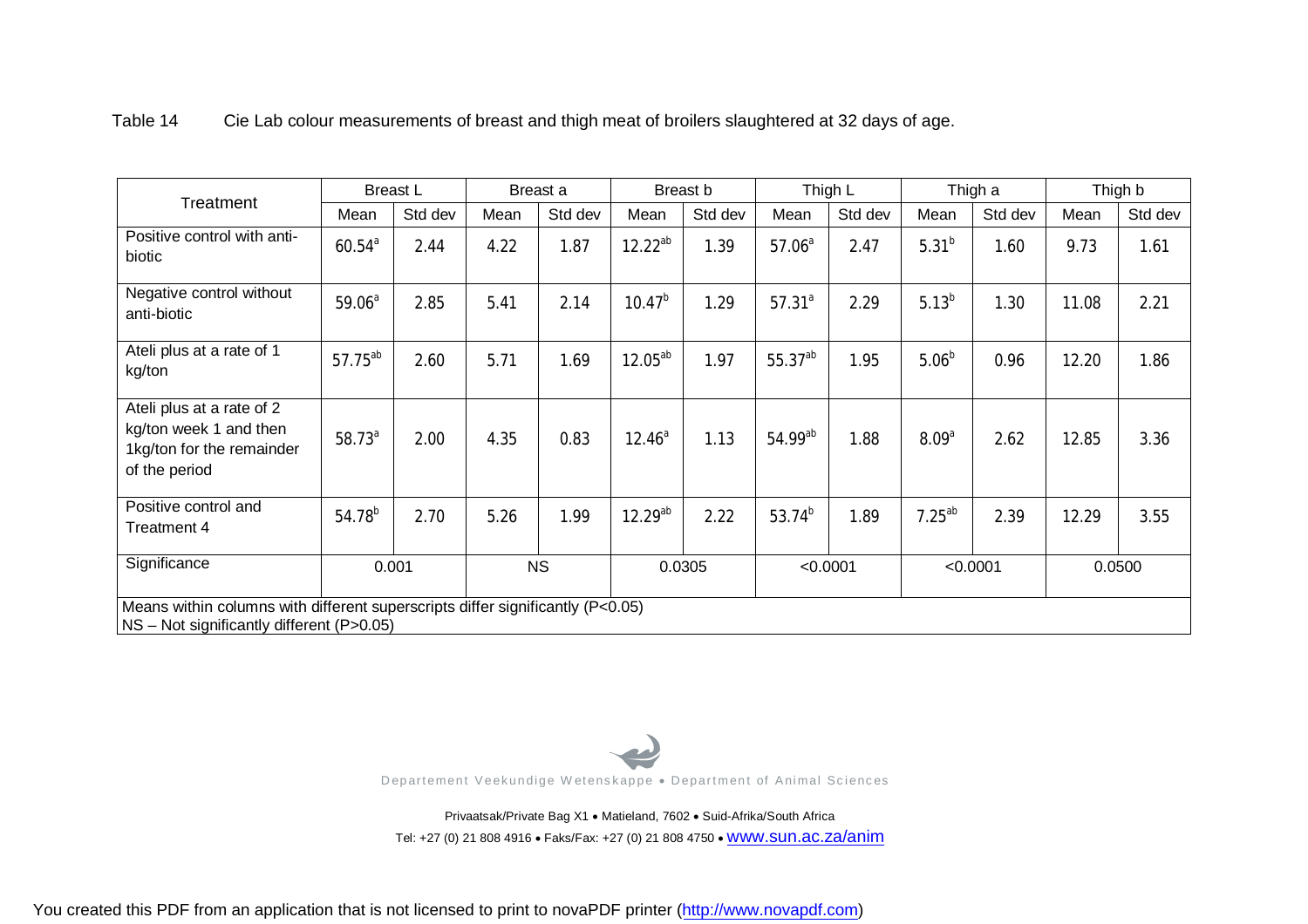Table 14 Cie Lab colour measurements of breast and thigh meat of broilers slaughtered at 32 days of age.

| Treatment | Breast L | | Breast a | | Breast b | | Thigh L | | Thigh a | | Thigh b | |
|---|---|---|---|---|---|---|---|---|---|---|---|---|
| | Mean | Std dev | Mean | Std dev | Mean | Std dev | Mean | Std dev | Mean | Std dev | Mean | Std dev |
| Positive control with anti-biotic | 60.54[a] | 2.44 | 4.22 | 1.87 | 12.22[ab] | 1.39 | 57.06[a] | 2.47 | 5.31[b] | 1.60 | 9.73 | 1.61 |
| Negative control without anti-biotic | 59.06[a] | 2.85 | 5.41 | 2.14 | 10.47[b] | 1.29 | 57.31[a] | 2.29 | 5.13[b] | 1.30 | 11.08 | 2.21 |
| Ateli plus at a rate of 1 kg/ton | 57.75[ab] | 2.60 | 5.71 | 1.69 | 12.05[ab] | 1.97 | 55.37[ab] | 1.95 | 5.06[b] | 0.96 | 12.20 | 1.86 |
| Ateli plus at a rate of 2 kg/ton week 1 and then 1kg/ton for the remainder of the period | 58.73[a] | 2.00 | 4.35 | 0.83 | 12.46[a] | 1.13 | 54.99[ab] | 1.88 | 8.09[a] | 2.62 | 12.85 | 3.36 |
| Positive control and Treatment 4 | 54.78[b] | 2.70 | 5.26 | 1.99 | 12.29[ab] | 2.22 | 53.74[b] | 1.89 | 7.25[ab] | 2.39 | 12.29 | 3.55 |
| Significance | 0.001 | | NS | | 0.0305 | | <0.0001 | | <0.0001 | | 0.0500 | |

Means within columns with different superscripts differ significantly (P<0.05)
NS – Not significantly different (P>0.05)

Departement Veekundige Wetenskappe • Department of Animal Sciences

Privaatsak/Private Bag X1 • Matieland, 7602 • Suid-Afrika/South Africa
Tel: +27 (0) 21 808 4916 • Faks/Fax: +27 (0) 21 808 4750 • www.sun.ac.za/anim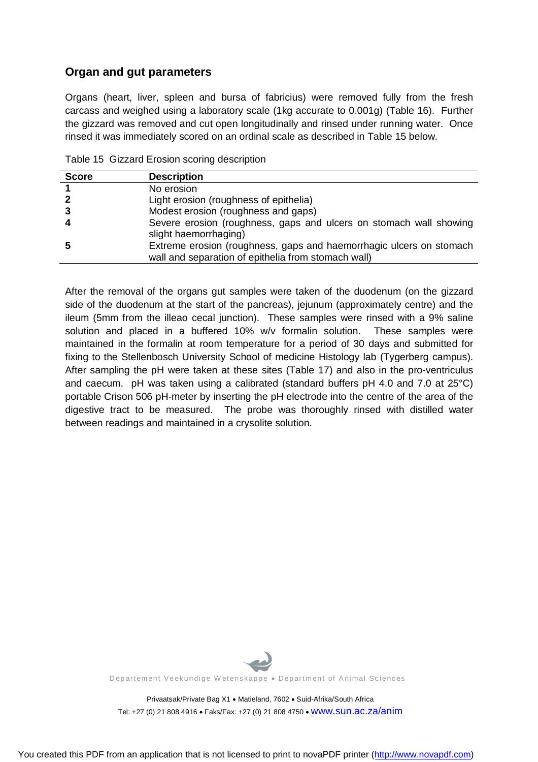## Organ and gut parameters

Organs (heart, liver, spleen and bursa of fabricius) were removed fully from the fresh carcass and weighed using a laboratory scale (1kg accurate to 0.001g) (Table 16). Further the gizzard was removed and cut open longitudinally and rinsed under running water. Once rinsed it was immediately scored on an ordinal scale as described in Table 15 below.

Table 15 Gizzard Erosion scoring description

| Score | Description |
|---|---|
| **1** | No erosion |
| **2** | Light erosion (roughness of epithelia) |
| **3** | Modest erosion (roughness and gaps) |
| **4** | Severe erosion (roughness, gaps and ulcers on stomach wall showing slight haemorrhaging) |
| **5** | Extreme erosion (roughness, gaps and haemorrhagic ulcers on stomach wall and separation of epithelia from stomach wall) |

After the removal of the organs gut samples were taken of the duodenum (on the gizzard side of the duodenum at the start of the pancreas), jejunum (approximately centre) and the ileum (5mm from the illeao cecal junction). These samples were rinsed with a 9% saline solution and placed in a buffered 10% w/v formalin solution. These samples were maintained in the formalin at room temperature for a period of 30 days and submitted for fixing to the Stellenbosch University School of medicine Histology lab (Tygerberg campus). After sampling the pH were taken at these sites (Table 17) and also in the pro-ventriculus and caecum. pH was taken using a calibrated (standard buffers pH 4.0 and 7.0 at 25°C) portable Crison 506 pH-meter by inserting the pH electrode into the centre of the area of the digestive tract to be measured. The probe was thoroughly rinsed with distilled water between readings and maintained in a crysolite solution.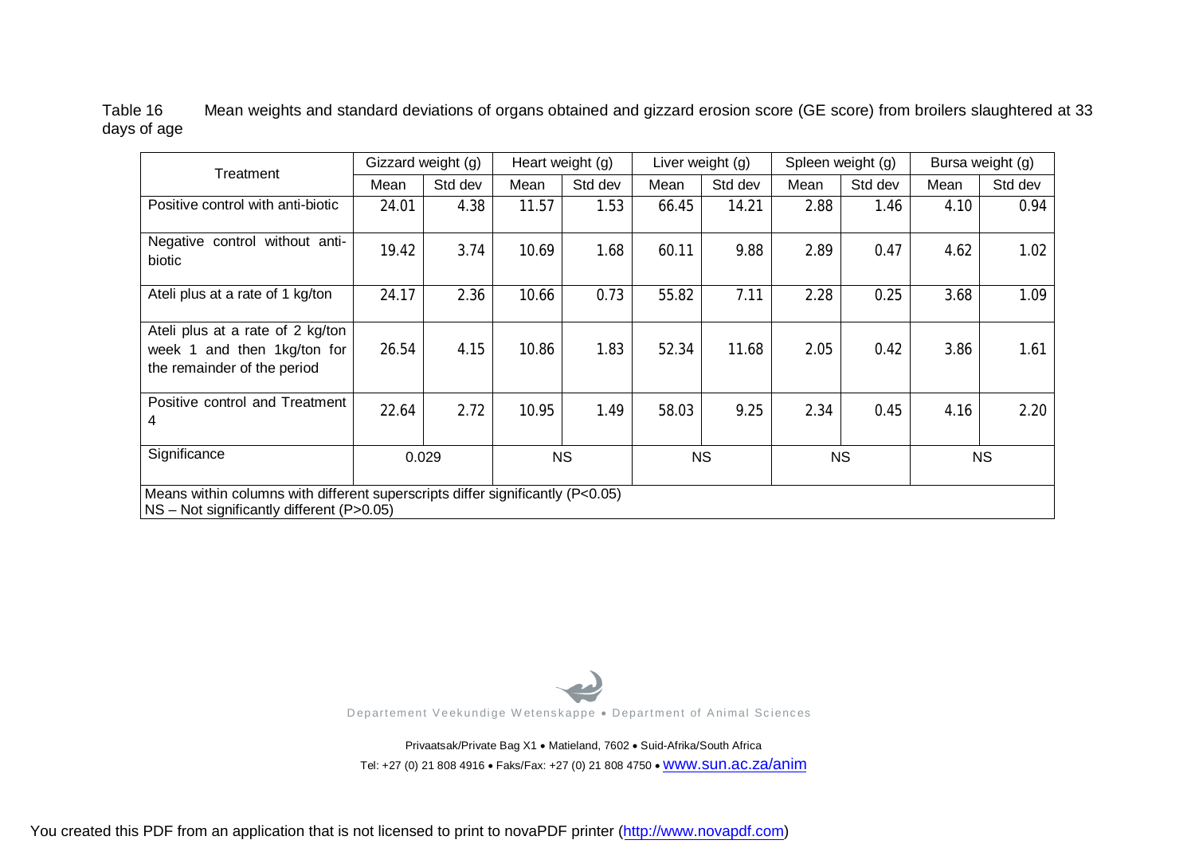Table 16 Mean weights and standard deviations of organs obtained and gizzard erosion score (GE score) from broilers slaughtered at 33 days of age

| Treatment | Gizzard weight (g) | | Heart weight (g) | | Liver weight (g) | | Spleen weight (g) | | Bursa weight (g) | |
|---|---|---|---|---|---|---|---|---|---|---|
| | Mean | Std dev | Mean | Std dev | Mean | Std dev | Mean | Std dev | Mean | Std dev |
| Positive control with anti-biotic | 24.01 | 4.38 | 11.57 | 1.53 | 66.45 | 14.21 | 2.88 | 1.46 | 4.10 | 0.94 |
| Negative control without anti-biotic | 19.42 | 3.74 | 10.69 | 1.68 | 60.11 | 9.88 | 2.89 | 0.47 | 4.62 | 1.02 |
| Ateli plus at a rate of 1 kg/ton | 24.17 | 2.36 | 10.66 | 0.73 | 55.82 | 7.11 | 2.28 | 0.25 | 3.68 | 1.09 |
| Ateli plus at a rate of 2 kg/ton week 1 and then 1kg/ton for the remainder of the period | 26.54 | 4.15 | 10.86 | 1.83 | 52.34 | 11.68 | 2.05 | 0.42 | 3.86 | 1.61 |
| Positive control and Treatment 4 | 22.64 | 2.72 | 10.95 | 1.49 | 58.03 | 9.25 | 2.34 | 0.45 | 4.16 | 2.20 |
| Significance | 0.029 | | NS | | NS | | NS | | NS | |

Means within columns with different superscripts differ significantly ($P<0.05$)
NS – Not significantly different ($P>0.05$)

Departement Veekundige Wetenskappe • Department of Animal Sciences

Privaatsak/Private Bag X1 • Matieland, 7602 • Suid-Afrika/South Africa
Tel: +27 (0) 21 808 4916 • Faks/Fax: +27 (0) 21 808 4750 • www.sun.ac.za/anim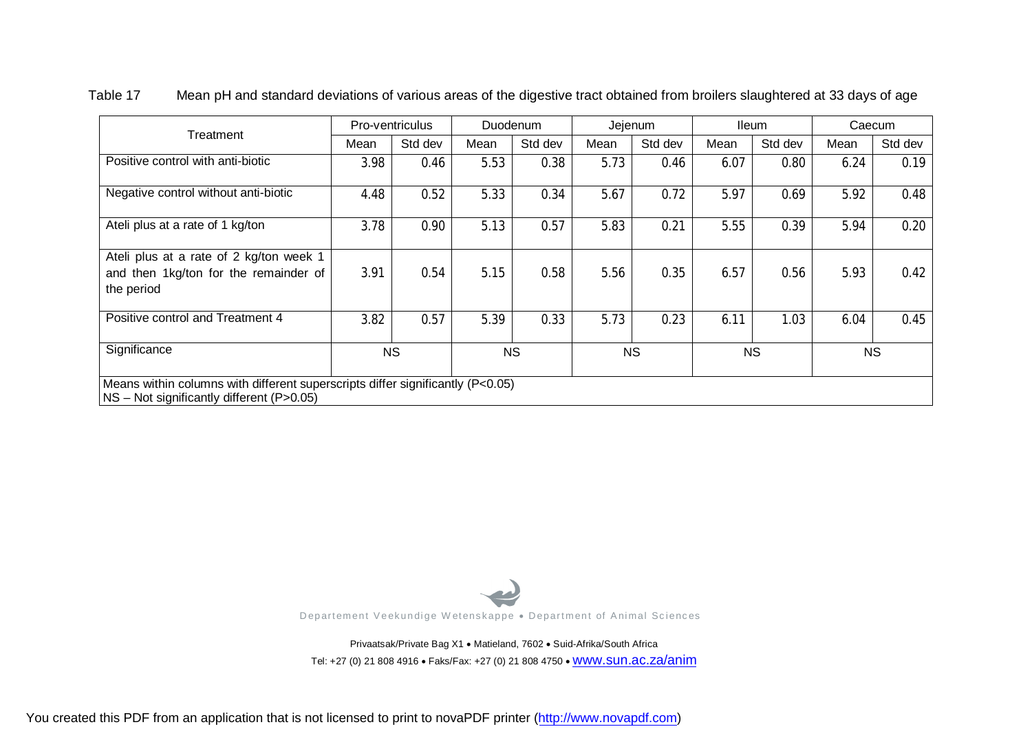Table 17 Mean pH and standard deviations of various areas of the digestive tract obtained from broilers slaughtered at 33 days of age

| Treatment | Pro-ventriculus | | Duodenum | | Jejenum | | Ileum | | Caecum | |
|---|---|---|---|---|---|---|---|---|---|---|
| | Mean | Std dev | Mean | Std dev | Mean | Std dev | Mean | Std dev | Mean | Std dev |
| Positive control with anti-biotic | 3.98 | 0.46 | 5.53 | 0.38 | 5.73 | 0.46 | 6.07 | 0.80 | 6.24 | 0.19 |
| Negative control without anti-biotic | 4.48 | 0.52 | 5.33 | 0.34 | 5.67 | 0.72 | 5.97 | 0.69 | 5.92 | 0.48 |
| Ateli plus at a rate of 1 kg/ton | 3.78 | 0.90 | 5.13 | 0.57 | 5.83 | 0.21 | 5.55 | 0.39 | 5.94 | 0.20 |
| Ateli plus at a rate of 2 kg/ton week 1 and then 1kg/ton for the remainder of the period | 3.91 | 0.54 | 5.15 | 0.58 | 5.56 | 0.35 | 6.57 | 0.56 | 5.93 | 0.42 |
| Positive control and Treatment 4 | 3.82 | 0.57 | 5.39 | 0.33 | 5.73 | 0.23 | 6.11 | 1.03 | 6.04 | 0.45 |
| Significance | NS | | NS | | NS | | NS | | NS | |

Means within columns with different superscripts differ significantly ($P<0.05$)
NS – Not significantly different ($P>0.05$)

Departement Veekundige Wetenskappe • Department of Animal Sciences

Privaatsak/Private Bag X1 • Matieland, 7602 • Suid-Afrika/South Africa
Tel: +27 (0) 21 808 4916 • Faks/Fax: +27 (0) 21 808 4750 • www.sun.ac.za/anim

You created this PDF from an application that is not licensed to print to novaPDF printer (http://www.novapdf.com)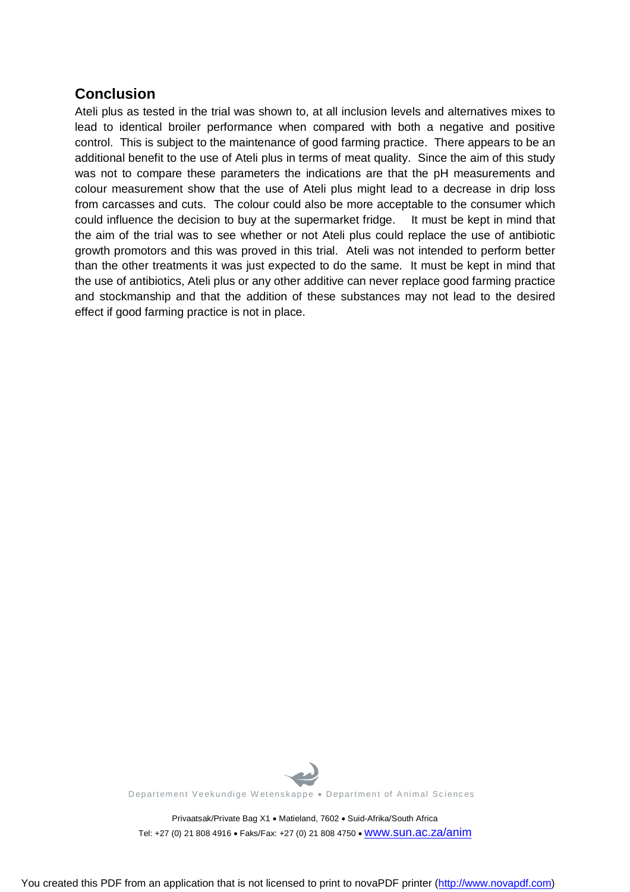## Conclusion

Ateli plus as tested in the trial was shown to, at all inclusion levels and alternatives mixes to lead to identical broiler performance when compared with both a negative and positive control. This is subject to the maintenance of good farming practice. There appears to be an additional benefit to the use of Ateli plus in terms of meat quality. Since the aim of this study was not to compare these parameters the indications are that the pH measurements and colour measurement show that the use of Ateli plus might lead to a decrease in drip loss from carcasses and cuts. The colour could also be more acceptable to the consumer which could influence the decision to buy at the supermarket fridge. It must be kept in mind that the aim of the trial was to see whether or not Ateli plus could replace the use of antibiotic growth promotors and this was proved in this trial. Ateli was not intended to perform better than the other treatments it was just expected to do the same. It must be kept in mind that the use of antibiotics, Ateli plus or any other additive can never replace good farming practice and stockmanship and that the addition of these substances may not lead to the desired effect if good farming practice is not in place.